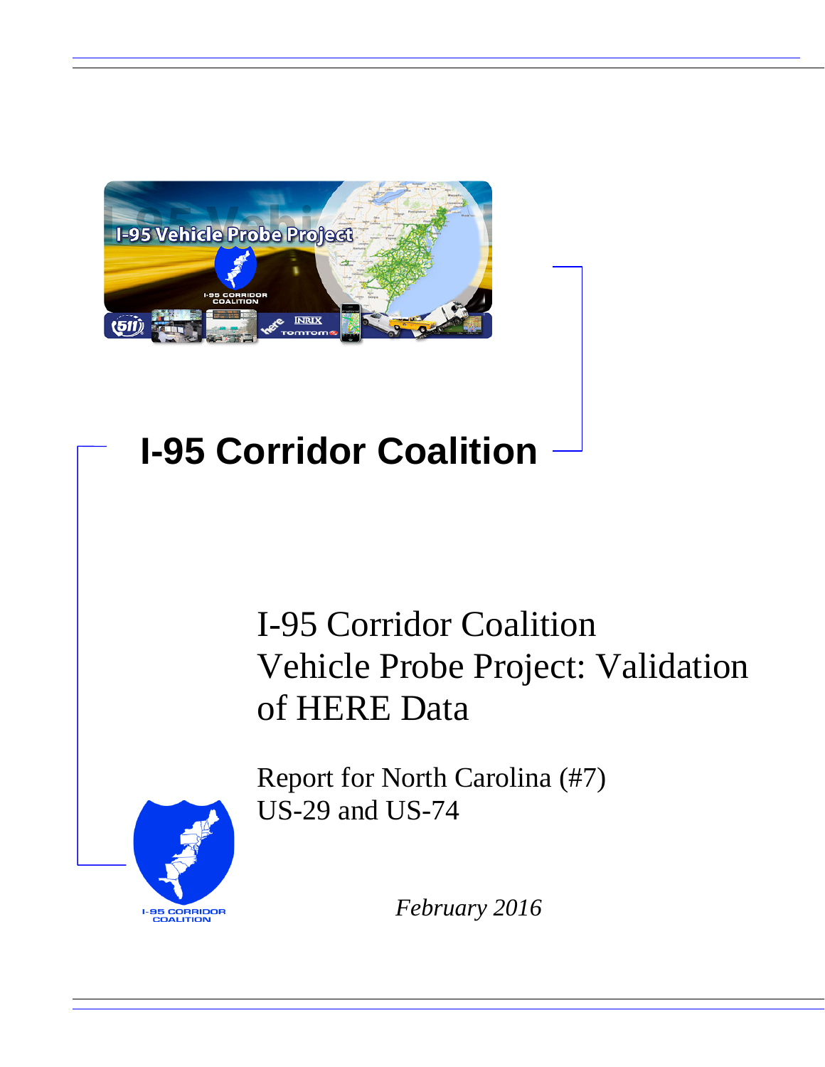# I-95 Corridor Coalition

## I-95 Corridor Coalition Vehicle Probe Project: Validation of HERE Data

Report for North Carolina (#7)
US-29 and US-74

*February 2016*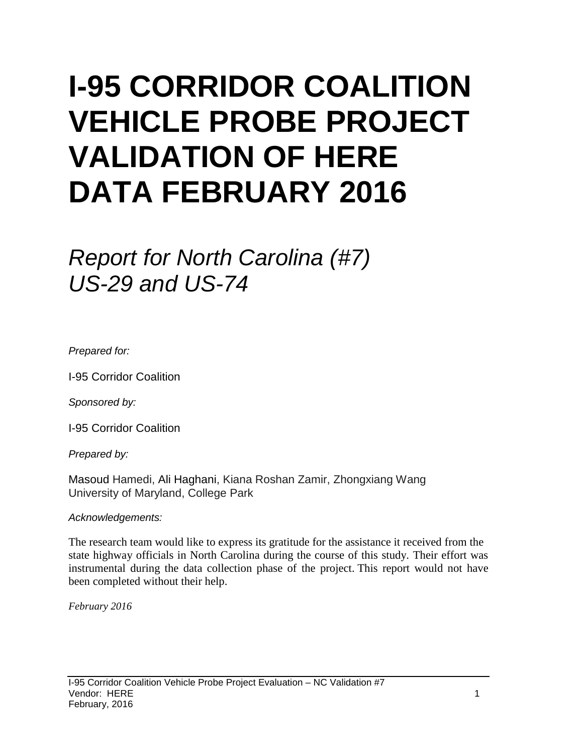# I-95 CORRIDOR COALITION VEHICLE PROBE PROJECT VALIDATION OF HERE DATA FEBRUARY 2016

## *Report for North Carolina (#7) US-29 and US-74*

*Prepared for:*

I-95 Corridor Coalition

*Sponsored by:*

I-95 Corridor Coalition

*Prepared by:*

Masoud Hamedi, Ali Haghani, Kiana Roshan Zamir, Zhongxiang Wang
University of Maryland, College Park

*Acknowledgements:*

The research team would like to express its gratitude for the assistance it received from the state highway officials in North Carolina during the course of this study. Their effort was instrumental during the data collection phase of the project. This report would not have been completed without their help.

*February 2016*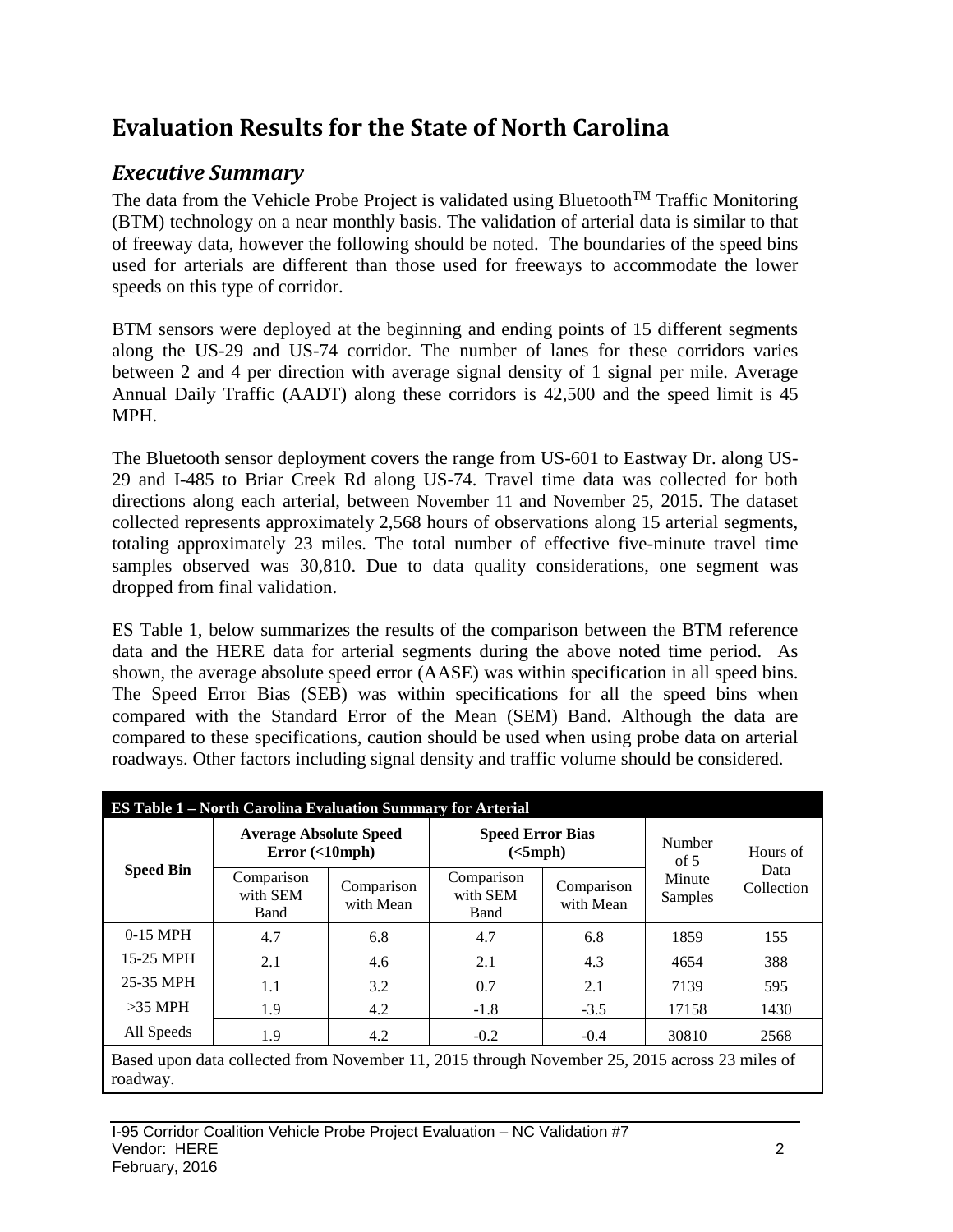# Evaluation Results for the State of North Carolina

## *Executive Summary*

The data from the Vehicle Probe Project is validated using Bluetooth[TM] Traffic Monitoring (BTM) technology on a near monthly basis. The validation of arterial data is similar to that of freeway data, however the following should be noted. The boundaries of the speed bins used for arterials are different than those used for freeways to accommodate the lower speeds on this type of corridor.

BTM sensors were deployed at the beginning and ending points of 15 different segments along the US-29 and US-74 corridor. The number of lanes for these corridors varies between 2 and 4 per direction with average signal density of 1 signal per mile. Average Annual Daily Traffic (AADT) along these corridors is 42,500 and the speed limit is 45 MPH.

The Bluetooth sensor deployment covers the range from US-601 to Eastway Dr. along US-29 and I-485 to Briar Creek Rd along US-74. Travel time data was collected for both directions along each arterial, between November 11 and November 25, 2015. The dataset collected represents approximately 2,568 hours of observations along 15 arterial segments, totaling approximately 23 miles. The total number of effective five-minute travel time samples observed was 30,810. Due to data quality considerations, one segment was dropped from final validation.

ES Table 1, below summarizes the results of the comparison between the BTM reference data and the HERE data for arterial segments during the above noted time period. As shown, the average absolute speed error (AASE) was within specification in all speed bins. The Speed Error Bias (SEB) was within specifications for all the speed bins when compared with the Standard Error of the Mean (SEM) Band. Although the data are compared to these specifications, caution should be used when using probe data on arterial roadways. Other factors including signal density and traffic volume should be considered.

**ES Table 1 – North Carolina Evaluation Summary for Arterial**

| Speed Bin | Average Absolute Speed Error (<10mph) | | Speed Error Bias (<5mph) | | Number of 5 Minute Samples | Hours of Data Collection |
|---|---|---|---|---|---|---|
| | Comparison with SEM Band | Comparison with Mean | Comparison with SEM Band | Comparison with Mean | | |
| 0-15 MPH | 4.7 | 6.8 | 4.7 | 6.8 | 1859 | 155 |
| 15-25 MPH | 2.1 | 4.6 | 2.1 | 4.3 | 4654 | 388 |
| 25-35 MPH | 1.1 | 3.2 | 0.7 | 2.1 | 7139 | 595 |
| >35 MPH | 1.9 | 4.2 | -1.8 | -3.5 | 17158 | 1430 |
| All Speeds | 1.9 | 4.2 | -0.2 | -0.4 | 30810 | 2568 |

Based upon data collected from November 11, 2015 through November 25, 2015 across 23 miles of roadway.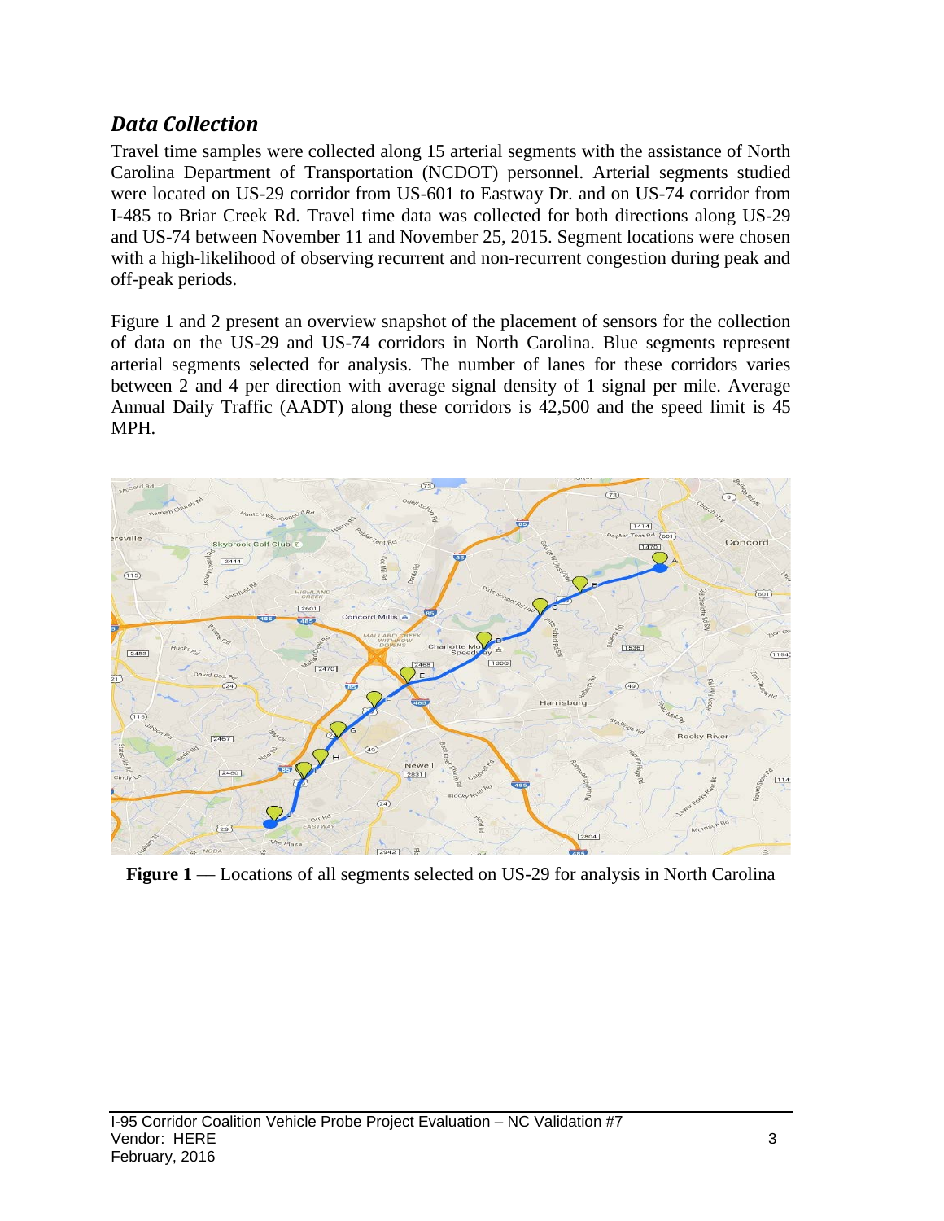## *Data Collection*

Travel time samples were collected along 15 arterial segments with the assistance of North Carolina Department of Transportation (NCDOT) personnel. Arterial segments studied were located on US-29 corridor from US-601 to Eastway Dr. and on US-74 corridor from I-485 to Briar Creek Rd. Travel time data was collected for both directions along US-29 and US-74 between November 11 and November 25, 2015. Segment locations were chosen with a high-likelihood of observing recurrent and non-recurrent congestion during peak and off-peak periods.

Figure 1 and 2 present an overview snapshot of the placement of sensors for the collection of data on the US-29 and US-74 corridors in North Carolina. Blue segments represent arterial segments selected for analysis. The number of lanes for these corridors varies between 2 and 4 per direction with average signal density of 1 signal per mile. Average Annual Daily Traffic (AADT) along these corridors is 42,500 and the speed limit is 45 MPH.

**Figure 1** — Locations of all segments selected on US-29 for analysis in North Carolina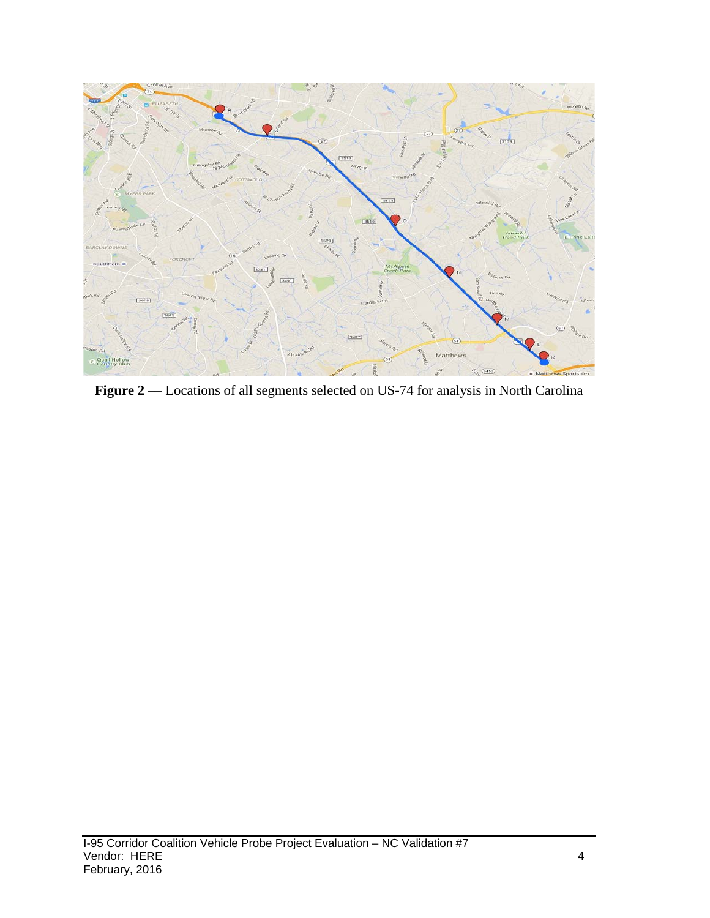**Figure 2** — Locations of all segments selected on US-74 for analysis in North Carolina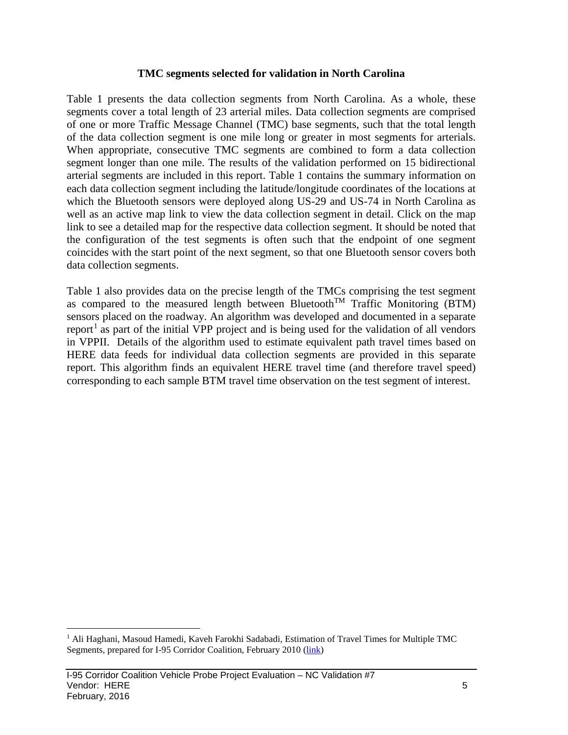### TMC segments selected for validation in North Carolina

Table 1 presents the data collection segments from North Carolina. As a whole, these segments cover a total length of 23 arterial miles. Data collection segments are comprised of one or more Traffic Message Channel (TMC) base segments, such that the total length of the data collection segment is one mile long or greater in most segments for arterials. When appropriate, consecutive TMC segments are combined to form a data collection segment longer than one mile. The results of the validation performed on 15 bidirectional arterial segments are included in this report. Table 1 contains the summary information on each data collection segment including the latitude/longitude coordinates of the locations at which the Bluetooth sensors were deployed along US-29 and US-74 in North Carolina as well as an active map link to view the data collection segment in detail. Click on the map link to see a detailed map for the respective data collection segment. It should be noted that the configuration of the test segments is often such that the endpoint of one segment coincides with the start point of the next segment, so that one Bluetooth sensor covers both data collection segments.

Table 1 also provides data on the precise length of the TMCs comprising the test segment as compared to the measured length between Bluetooth™ Traffic Monitoring (BTM) sensors placed on the roadway. An algorithm was developed and documented in a separate report[1] as part of the initial VPP project and is being used for the validation of all vendors in VPPII. Details of the algorithm used to estimate equivalent path travel times based on HERE data feeds for individual data collection segments are provided in this separate report. This algorithm finds an equivalent HERE travel time (and therefore travel speed) corresponding to each sample BTM travel time observation on the test segment of interest.

---

[1] Ali Haghani, Masoud Hamedi, Kaveh Farokhi Sadabadi, Estimation of Travel Times for Multiple TMC Segments, prepared for I-95 Corridor Coalition, February 2010 (link)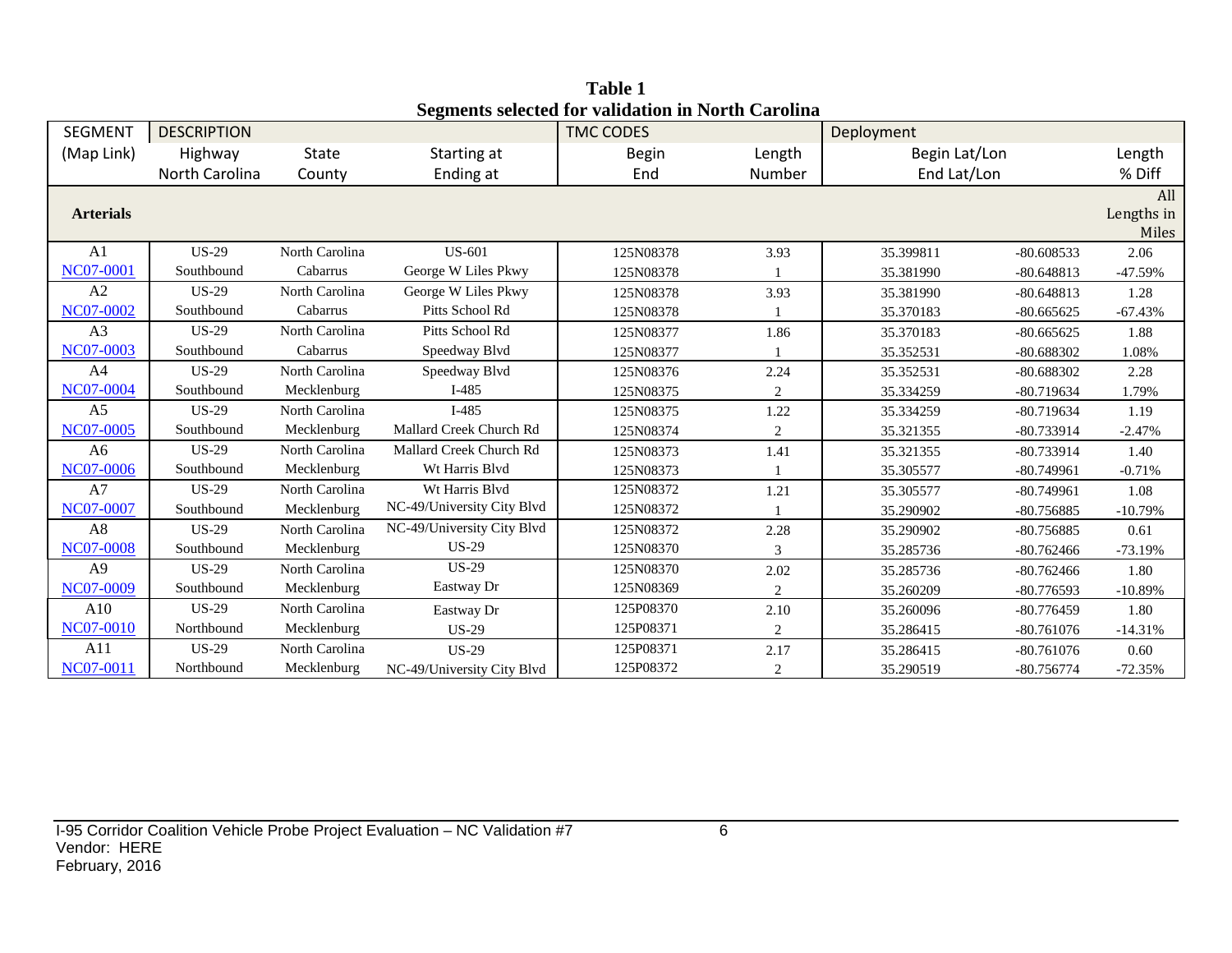**Table 1**
**Segments selected for validation in North Carolina**

| SEGMENT | DESCRIPTION | | | TMC CODES | | Deployment | | |
|---|---|---|---|---|---|---|---|---|
| (Map Link) | Highway<br>North Carolina | State<br>County | Starting at<br>Ending at | Begin<br>End | Length<br>Number | Begin Lat/Lon<br>End Lat/Lon | | Length<br>% Diff |
| **Arterials** | | | | | | | | All Lengths in Miles |
| A1<br>NC07-0001 | US-29<br>Southbound | North Carolina<br>Cabarrus | US-601<br>George W Liles Pkwy | 125N08378<br>125N08378 | 3.93<br>1 | 35.399811<br>35.381990 | -80.608533<br>-80.648813 | 2.06<br>-47.59% |
| A2<br>NC07-0002 | US-29<br>Southbound | North Carolina<br>Cabarrus | George W Liles Pkwy<br>Pitts School Rd | 125N08378<br>125N08378 | 3.93<br>1 | 35.381990<br>35.370183 | -80.648813<br>-80.665625 | 1.28<br>-67.43% |
| A3<br>NC07-0003 | US-29<br>Southbound | North Carolina<br>Cabarrus | Pitts School Rd<br>Speedway Blvd | 125N08377<br>125N08377 | 1.86<br>1 | 35.370183<br>35.352531 | -80.665625<br>-80.688302 | 1.88<br>1.08% |
| A4<br>NC07-0004 | US-29<br>Southbound | North Carolina<br>Mecklenburg | Speedway Blvd<br>I-485 | 125N08376<br>125N08375 | 2.24<br>2 | 35.352531<br>35.334259 | -80.688302<br>-80.719634 | 2.28<br>1.79% |
| A5<br>NC07-0005 | US-29<br>Southbound | North Carolina<br>Mecklenburg | I-485<br>Mallard Creek Church Rd | 125N08375<br>125N08374 | 1.22<br>2 | 35.334259<br>35.321355 | -80.719634<br>-80.733914 | 1.19<br>-2.47% |
| A6<br>NC07-0006 | US-29<br>Southbound | North Carolina<br>Mecklenburg | Mallard Creek Church Rd<br>Wt Harris Blvd | 125N08373<br>125N08373 | 1.41<br>1 | 35.321355<br>35.305577 | -80.733914<br>-80.749961 | 1.40<br>-0.71% |
| A7<br>NC07-0007 | US-29<br>Southbound | North Carolina<br>Mecklenburg | Wt Harris Blvd<br>NC-49/University City Blvd | 125N08372<br>125N08372 | 1.21<br>1 | 35.305577<br>35.290902 | -80.749961<br>-80.756885 | 1.08<br>-10.79% |
| A8<br>NC07-0008 | US-29<br>Southbound | North Carolina<br>Mecklenburg | NC-49/University City Blvd<br>US-29 | 125N08372<br>125N08370 | 2.28<br>3 | 35.290902<br>35.285736 | -80.756885<br>-80.762466 | 0.61<br>-73.19% |
| A9<br>NC07-0009 | US-29<br>Southbound | North Carolina<br>Mecklenburg | US-29<br>Eastway Dr | 125N08370<br>125N08369 | 2.02<br>2 | 35.285736<br>35.260209 | -80.762466<br>-80.776593 | 1.80<br>-10.89% |
| A10<br>NC07-0010 | US-29<br>Northbound | North Carolina<br>Mecklenburg | Eastway Dr<br>US-29 | 125P08370<br>125P08371 | 2.10<br>2 | 35.260096<br>35.286415 | -80.776459<br>-80.761076 | 1.80<br>-14.31% |
| A11<br>NC07-0011 | US-29<br>Northbound | North Carolina<br>Mecklenburg | US-29<br>NC-49/University City Blvd | 125P08371<br>125P08372 | 2.17<br>2 | 35.286415<br>35.290519 | -80.761076<br>-80.756774 | 0.60<br>-72.35% |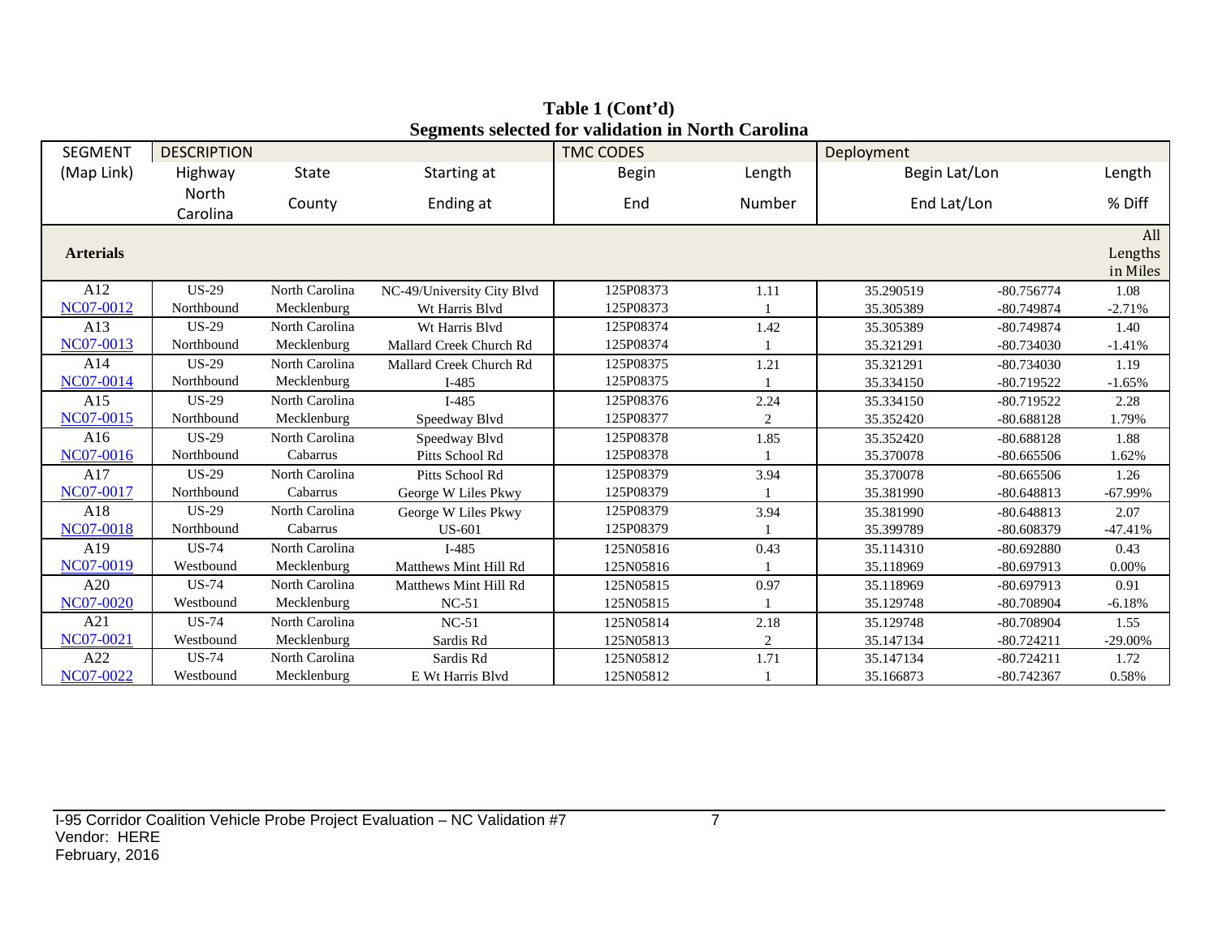**Table 1 (Cont'd)**
**Segments selected for validation in North Carolina**

| SEGMENT | DESCRIPTION | | | TMC CODES | | Deployment | | |
|---|---|---|---|---|---|---|---|---|
| (Map Link) | Highway | State | Starting at | Begin | Length | Begin Lat/Lon | | Length |
| | North Carolina | County | Ending at | End | Number | End Lat/Lon | | % Diff |
| **Arterials** | | | | | | | | All Lengths in Miles |
| A12<br>NC07-0012 | US-29<br>Northbound | North Carolina<br>Mecklenburg | NC-49/University City Blvd<br>Wt Harris Blvd | 125P08373<br>125P08373 | 1.11<br>1 | 35.290519<br>35.305389 | -80.756774<br>-80.749874 | 1.08<br>-2.71% |
| A13<br>NC07-0013 | US-29<br>Northbound | North Carolina<br>Mecklenburg | Wt Harris Blvd<br>Mallard Creek Church Rd | 125P08374<br>125P08374 | 1.42<br>1 | 35.305389<br>35.321291 | -80.749874<br>-80.734030 | 1.40<br>-1.41% |
| A14<br>NC07-0014 | US-29<br>Northbound | North Carolina<br>Mecklenburg | Mallard Creek Church Rd<br>I-485 | 125P08375<br>125P08375 | 1.21<br>1 | 35.321291<br>35.334150 | -80.734030<br>-80.719522 | 1.19<br>-1.65% |
| A15<br>NC07-0015 | US-29<br>Northbound | North Carolina<br>Mecklenburg | I-485<br>Speedway Blvd | 125P08376<br>125P08377 | 2.24<br>2 | 35.334150<br>35.352420 | -80.719522<br>-80.688128 | 2.28<br>1.79% |
| A16<br>NC07-0016 | US-29<br>Northbound | North Carolina<br>Cabarrus | Speedway Blvd<br>Pitts School Rd | 125P08378<br>125P08378 | 1.85<br>1 | 35.352420<br>35.370078 | -80.688128<br>-80.665506 | 1.88<br>1.62% |
| A17<br>NC07-0017 | US-29<br>Northbound | North Carolina<br>Cabarrus | Pitts School Rd<br>George W Liles Pkwy | 125P08379<br>125P08379 | 3.94<br>1 | 35.370078<br>35.381990 | -80.665506<br>-80.648813 | 1.26<br>-67.99% |
| A18<br>NC07-0018 | US-29<br>Northbound | North Carolina<br>Cabarrus | George W Liles Pkwy<br>US-601 | 125P08379<br>125P08379 | 3.94<br>1 | 35.381990<br>35.399789 | -80.648813<br>-80.608379 | 2.07<br>-47.41% |
| A19<br>NC07-0019 | US-74<br>Westbound | North Carolina<br>Mecklenburg | I-485<br>Matthews Mint Hill Rd | 125N05816<br>125N05816 | 0.43<br>1 | 35.114310<br>35.118969 | -80.692880<br>-80.697913 | 0.43<br>0.00% |
| A20<br>NC07-0020 | US-74<br>Westbound | North Carolina<br>Mecklenburg | Matthews Mint Hill Rd<br>NC-51 | 125N05815<br>125N05815 | 0.97<br>1 | 35.118969<br>35.129748 | -80.697913<br>-80.708904 | 0.91<br>-6.18% |
| A21<br>NC07-0021 | US-74<br>Westbound | North Carolina<br>Mecklenburg | NC-51<br>Sardis Rd | 125N05814<br>125N05813 | 2.18<br>2 | 35.129748<br>35.147134 | -80.708904<br>-80.724211 | 1.55<br>-29.00% |
| A22<br>NC07-0022 | US-74<br>Westbound | North Carolina<br>Mecklenburg | Sardis Rd<br>E Wt Harris Blvd | 125N05812<br>125N05812 | 1.71<br>1 | 35.147134<br>35.166873 | -80.724211<br>-80.742367 | 1.72<br>0.58% |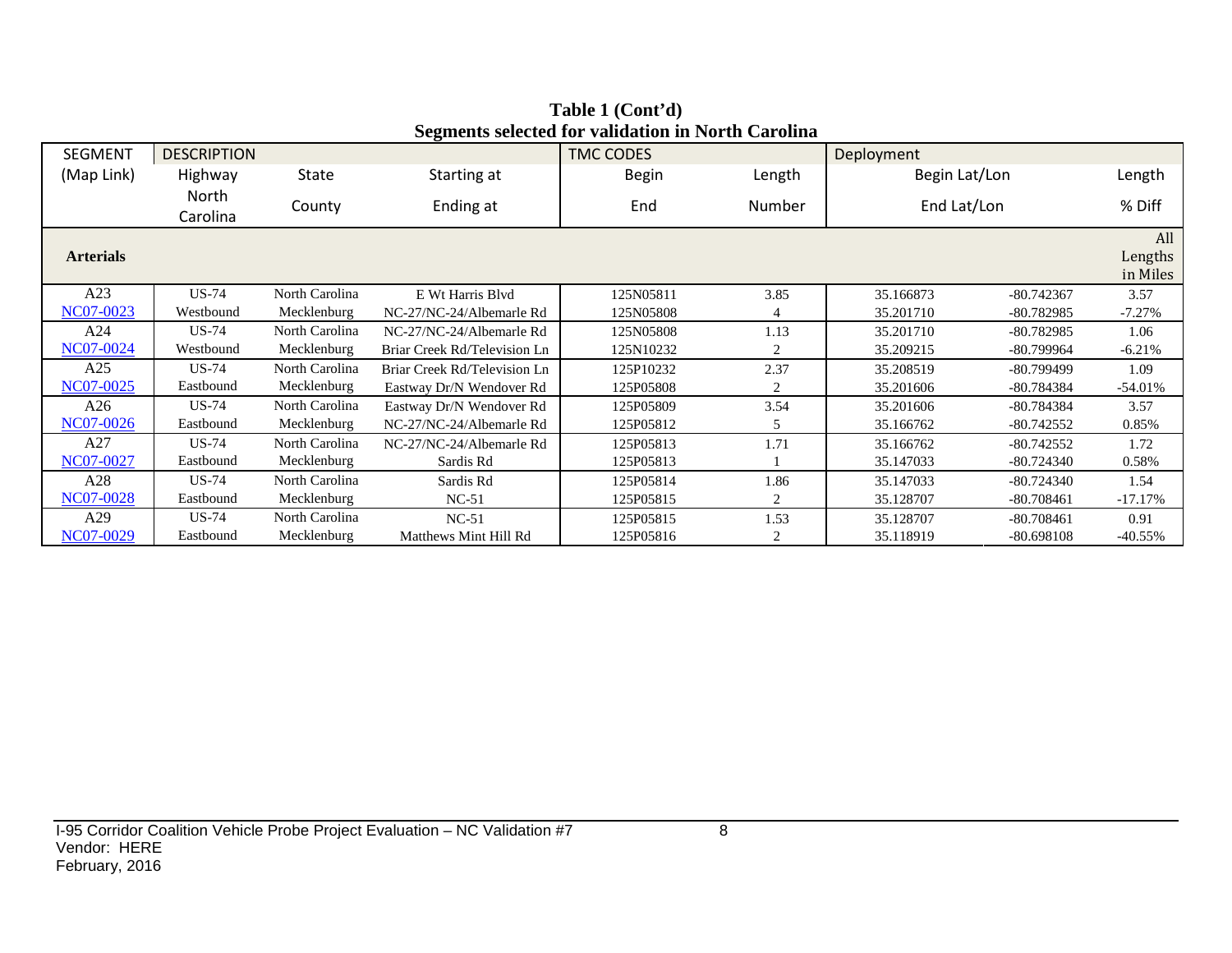**Table 1 (Cont'd)**
**Segments selected for validation in North Carolina**

| SEGMENT | DESCRIPTION | | | TMC CODES | | Deployment | | |
|---|---|---|---|---|---|---|---|---|
| (Map Link) | Highway | State | Starting at | Begin | Length | Begin Lat/Lon | | Length |
| | North Carolina | County | Ending at | End | Number | End Lat/Lon | | % Diff |
| **Arterials** | | | | | | | | All Lengths in Miles |
| A23<br>NC07-0023 | US-74<br>Westbound | North Carolina<br>Mecklenburg | E Wt Harris Blvd<br>NC-27/NC-24/Albemarle Rd | 125N05811<br>125N05808 | 3.85<br>4 | 35.166873<br>35.201710 | -80.742367<br>-80.782985 | 3.57<br>-7.27% |
| A24<br>NC07-0024 | US-74<br>Westbound | North Carolina<br>Mecklenburg | NC-27/NC-24/Albemarle Rd<br>Briar Creek Rd/Television Ln | 125N05808<br>125N10232 | 1.13<br>2 | 35.201710<br>35.209215 | -80.782985<br>-80.799964 | 1.06<br>-6.21% |
| A25<br>NC07-0025 | US-74<br>Eastbound | North Carolina<br>Mecklenburg | Briar Creek Rd/Television Ln<br>Eastway Dr/N Wendover Rd | 125P10232<br>125P05808 | 2.37<br>2 | 35.208519<br>35.201606 | -80.799499<br>-80.784384 | 1.09<br>-54.01% |
| A26<br>NC07-0026 | US-74<br>Eastbound | North Carolina<br>Mecklenburg | Eastway Dr/N Wendover Rd<br>NC-27/NC-24/Albemarle Rd | 125P05809<br>125P05812 | 3.54<br>5 | 35.201606<br>35.166762 | -80.784384<br>-80.742552 | 3.57<br>0.85% |
| A27<br>NC07-0027 | US-74<br>Eastbound | North Carolina<br>Mecklenburg | NC-27/NC-24/Albemarle Rd<br>Sardis Rd | 125P05813<br>125P05813 | 1.71<br>1 | 35.166762<br>35.147033 | -80.742552<br>-80.724340 | 1.72<br>0.58% |
| A28<br>NC07-0028 | US-74<br>Eastbound | North Carolina<br>Mecklenburg | Sardis Rd<br>NC-51 | 125P05814<br>125P05815 | 1.86<br>2 | 35.147033<br>35.128707 | -80.724340<br>-80.708461 | 1.54<br>-17.17% |
| A29<br>NC07-0029 | US-74<br>Eastbound | North Carolina<br>Mecklenburg | NC-51<br>Matthews Mint Hill Rd | 125P05815<br>125P05816 | 1.53<br>2 | 35.128707<br>35.118919 | -80.708461<br>-80.698108 | 0.91<br>-40.55% |

I-95 Corridor Coalition Vehicle Probe Project Evaluation – NC Validation #7
Vendor: HERE
February, 2016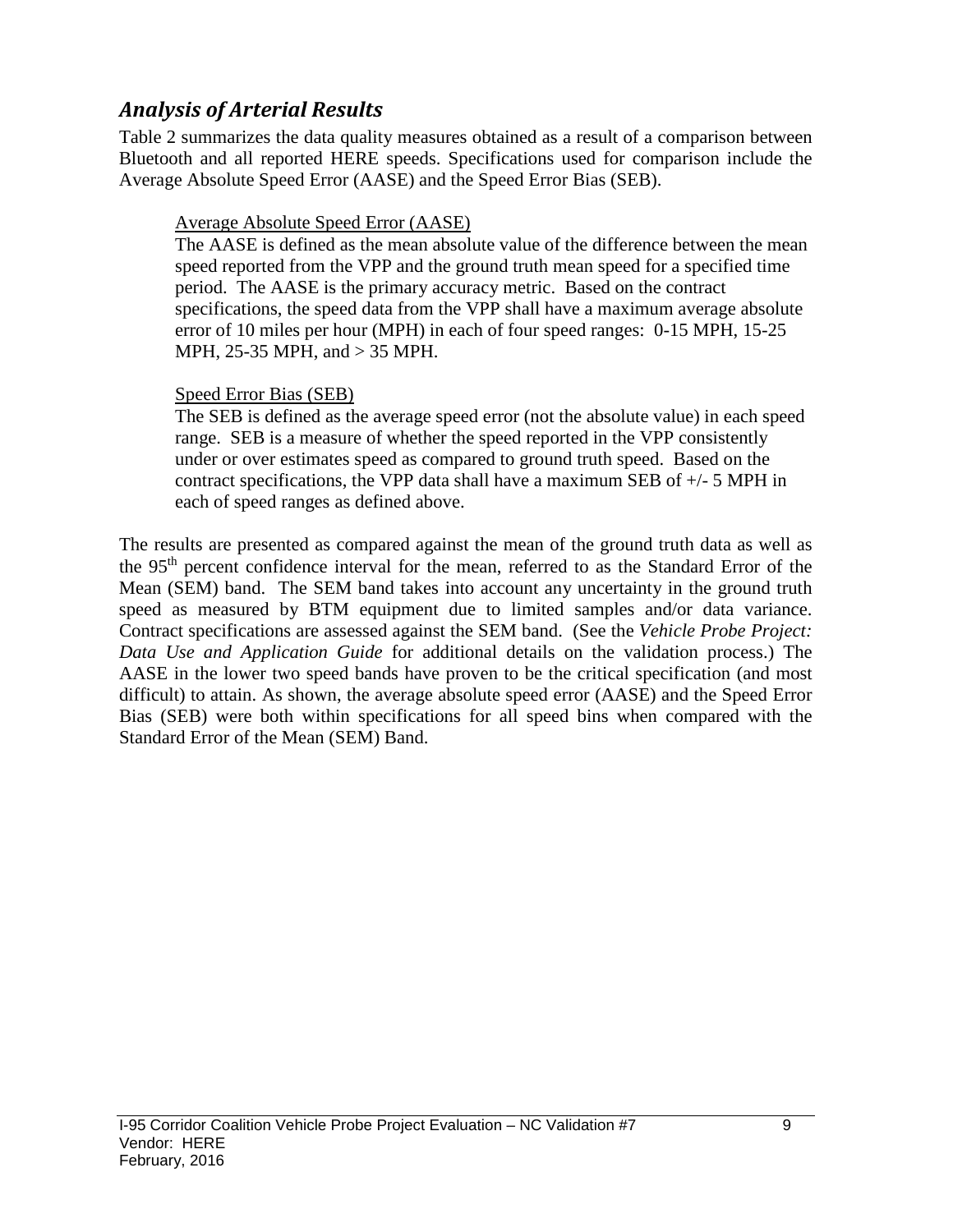## *Analysis of Arterial Results*

Table 2 summarizes the data quality measures obtained as a result of a comparison between Bluetooth and all reported HERE speeds. Specifications used for comparison include the Average Absolute Speed Error (AASE) and the Speed Error Bias (SEB).

> Average Absolute Speed Error (AASE)
>
> The AASE is defined as the mean absolute value of the difference between the mean speed reported from the VPP and the ground truth mean speed for a specified time period. The AASE is the primary accuracy metric. Based on the contract specifications, the speed data from the VPP shall have a maximum average absolute error of 10 miles per hour (MPH) in each of four speed ranges: 0-15 MPH, 15-25 MPH, 25-35 MPH, and > 35 MPH.
>
> Speed Error Bias (SEB)
>
> The SEB is defined as the average speed error (not the absolute value) in each speed range. SEB is a measure of whether the speed reported in the VPP consistently under or over estimates speed as compared to ground truth speed. Based on the contract specifications, the VPP data shall have a maximum SEB of +/- 5 MPH in each of speed ranges as defined above.

The results are presented as compared against the mean of the ground truth data as well as the 95th percent confidence interval for the mean, referred to as the Standard Error of the Mean (SEM) band. The SEM band takes into account any uncertainty in the ground truth speed as measured by BTM equipment due to limited samples and/or data variance. Contract specifications are assessed against the SEM band. (See the *Vehicle Probe Project: Data Use and Application Guide* for additional details on the validation process.) The AASE in the lower two speed bands have proven to be the critical specification (and most difficult) to attain. As shown, the average absolute speed error (AASE) and the Speed Error Bias (SEB) were both within specifications for all speed bins when compared with the Standard Error of the Mean (SEM) Band.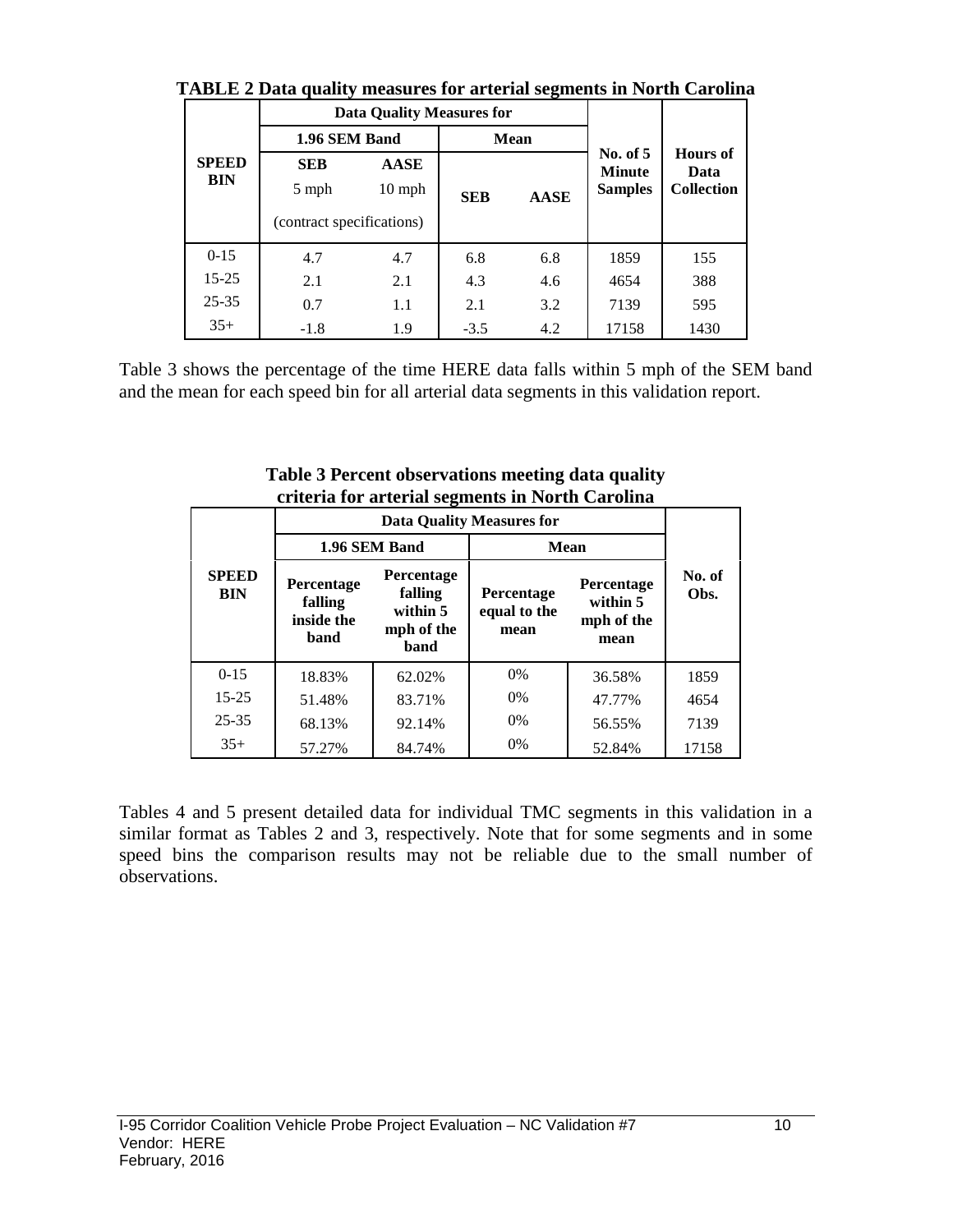**TABLE 2 Data quality measures for arterial segments in North Carolina**

| SPEED BIN | Data Quality Measures for | | | | No. of 5 Minute Samples | Hours of Data Collection |
|---|---|---|---|---|---|---|
| | 1.96 SEM Band | | Mean | | | |
| | SEB 5 mph (contract specifications) | AASE 10 mph (contract specifications) | SEB | AASE | | |
| 0-15 | 4.7 | 4.7 | 6.8 | 6.8 | 1859 | 155 |
| 15-25 | 2.1 | 2.1 | 4.3 | 4.6 | 4654 | 388 |
| 25-35 | 0.7 | 1.1 | 2.1 | 3.2 | 7139 | 595 |
| 35+ | -1.8 | 1.9 | -3.5 | 4.2 | 17158 | 1430 |

Table 3 shows the percentage of the time HERE data falls within 5 mph of the SEM band and the mean for each speed bin for all arterial data segments in this validation report.

**Table 3 Percent observations meeting data quality criteria for arterial segments in North Carolina**

| SPEED BIN | Data Quality Measures for | | | | No. of Obs. |
|---|---|---|---|---|---|
| | 1.96 SEM Band | | Mean | | |
| | Percentage falling inside the band | Percentage falling within 5 mph of the band | Percentage equal to the mean | Percentage within 5 mph of the mean | |
| 0-15 | 18.83% | 62.02% | 0% | 36.58% | 1859 |
| 15-25 | 51.48% | 83.71% | 0% | 47.77% | 4654 |
| 25-35 | 68.13% | 92.14% | 0% | 56.55% | 7139 |
| 35+ | 57.27% | 84.74% | 0% | 52.84% | 17158 |

Tables 4 and 5 present detailed data for individual TMC segments in this validation in a similar format as Tables 2 and 3, respectively. Note that for some segments and in some speed bins the comparison results may not be reliable due to the small number of observations.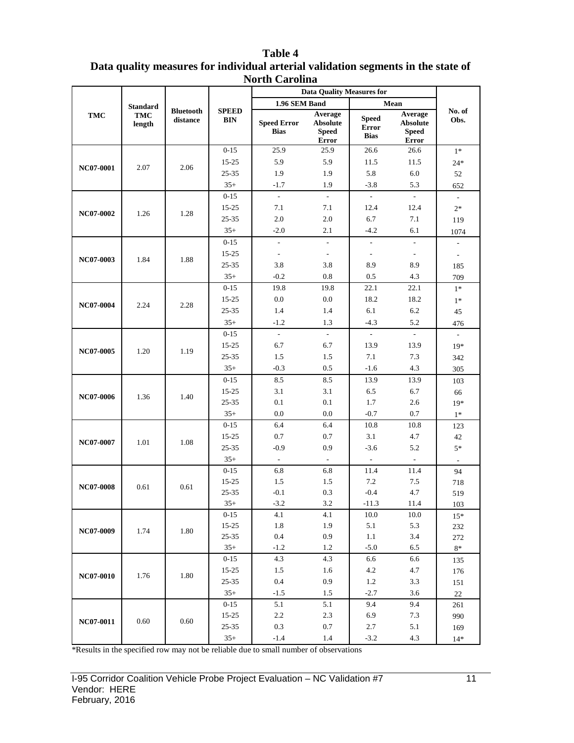**Table 4**
**Data quality measures for individual arterial validation segments in the state of North Carolina**

| TMC | Standard TMC length | Bluetooth distance | SPEED BIN | Data Quality Measures for | | | | No. of Obs. |
|---|---|---|---|---|---|---|---|---|
| | | | | 1.96 SEM Band | | Mean | | |
| | | | | Speed Error Bias | Average Absolute Speed Error | Speed Error Bias | Average Absolute Speed Error | |
| NC07-0001 | 2.07 | 2.06 | 0-15 | 25.9 | 25.9 | 26.6 | 26.6 | 1* |
| | | | 15-25 | 5.9 | 5.9 | 11.5 | 11.5 | 24* |
| | | | 25-35 | 1.9 | 1.9 | 5.8 | 6.0 | 52 |
| | | | 35+ | -1.7 | 1.9 | -3.8 | 5.3 | 652 |
| NC07-0002 | 1.26 | 1.28 | 0-15 | - | - | - | - | - |
| | | | 15-25 | 7.1 | 7.1 | 12.4 | 12.4 | 2* |
| | | | 25-35 | 2.0 | 2.0 | 6.7 | 7.1 | 119 |
| | | | 35+ | -2.0 | 2.1 | -4.2 | 6.1 | 1074 |
| NC07-0003 | 1.84 | 1.88 | 0-15 | - | - | - | - | - |
| | | | 15-25 | - | - | - | - | - |
| | | | 25-35 | 3.8 | 3.8 | 8.9 | 8.9 | 185 |
| | | | 35+ | -0.2 | 0.8 | 0.5 | 4.3 | 709 |
| NC07-0004 | 2.24 | 2.28 | 0-15 | 19.8 | 19.8 | 22.1 | 22.1 | 1* |
| | | | 15-25 | 0.0 | 0.0 | 18.2 | 18.2 | 1* |
| | | | 25-35 | 1.4 | 1.4 | 6.1 | 6.2 | 45 |
| | | | 35+ | -1.2 | 1.3 | -4.3 | 5.2 | 476 |
| NC07-0005 | 1.20 | 1.19 | 0-15 | - | - | - | - | - |
| | | | 15-25 | 6.7 | 6.7 | 13.9 | 13.9 | 19* |
| | | | 25-35 | 1.5 | 1.5 | 7.1 | 7.3 | 342 |
| | | | 35+ | -0.3 | 0.5 | -1.6 | 4.3 | 305 |
| NC07-0006 | 1.36 | 1.40 | 0-15 | 8.5 | 8.5 | 13.9 | 13.9 | 103 |
| | | | 15-25 | 3.1 | 3.1 | 6.5 | 6.7 | 66 |
| | | | 25-35 | 0.1 | 0.1 | 1.7 | 2.6 | 19* |
| | | | 35+ | 0.0 | 0.0 | -0.7 | 0.7 | 1* |
| NC07-0007 | 1.01 | 1.08 | 0-15 | 6.4 | 6.4 | 10.8 | 10.8 | 123 |
| | | | 15-25 | 0.7 | 0.7 | 3.1 | 4.7 | 42 |
| | | | 25-35 | -0.9 | 0.9 | -3.6 | 5.2 | 5* |
| | | | 35+ | - | - | - | - | - |
| NC07-0008 | 0.61 | 0.61 | 0-15 | 6.8 | 6.8 | 11.4 | 11.4 | 94 |
| | | | 15-25 | 1.5 | 1.5 | 7.2 | 7.5 | 718 |
| | | | 25-35 | -0.1 | 0.3 | -0.4 | 4.7 | 519 |
| | | | 35+ | -3.2 | 3.2 | -11.3 | 11.4 | 103 |
| NC07-0009 | 1.74 | 1.80 | 0-15 | 4.1 | 4.1 | 10.0 | 10.0 | 15* |
| | | | 15-25 | 1.8 | 1.9 | 5.1 | 5.3 | 232 |
| | | | 25-35 | 0.4 | 0.9 | 1.1 | 3.4 | 272 |
| | | | 35+ | -1.2 | 1.2 | -5.0 | 6.5 | 8* |
| NC07-0010 | 1.76 | 1.80 | 0-15 | 4.3 | 4.3 | 6.6 | 6.6 | 135 |
| | | | 15-25 | 1.5 | 1.6 | 4.2 | 4.7 | 176 |
| | | | 25-35 | 0.4 | 0.9 | 1.2 | 3.3 | 151 |
| | | | 35+ | -1.5 | 1.5 | -2.7 | 3.6 | 22 |
| NC07-0011 | 0.60 | 0.60 | 0-15 | 5.1 | 5.1 | 9.4 | 9.4 | 261 |
| | | | 15-25 | 2.2 | 2.3 | 6.9 | 7.3 | 990 |
| | | | 25-35 | 0.3 | 0.7 | 2.7 | 5.1 | 169 |
| | | | 35+ | -1.4 | 1.4 | -3.2 | 4.3 | 14* |

*Results in the specified row may not be reliable due to small number of observations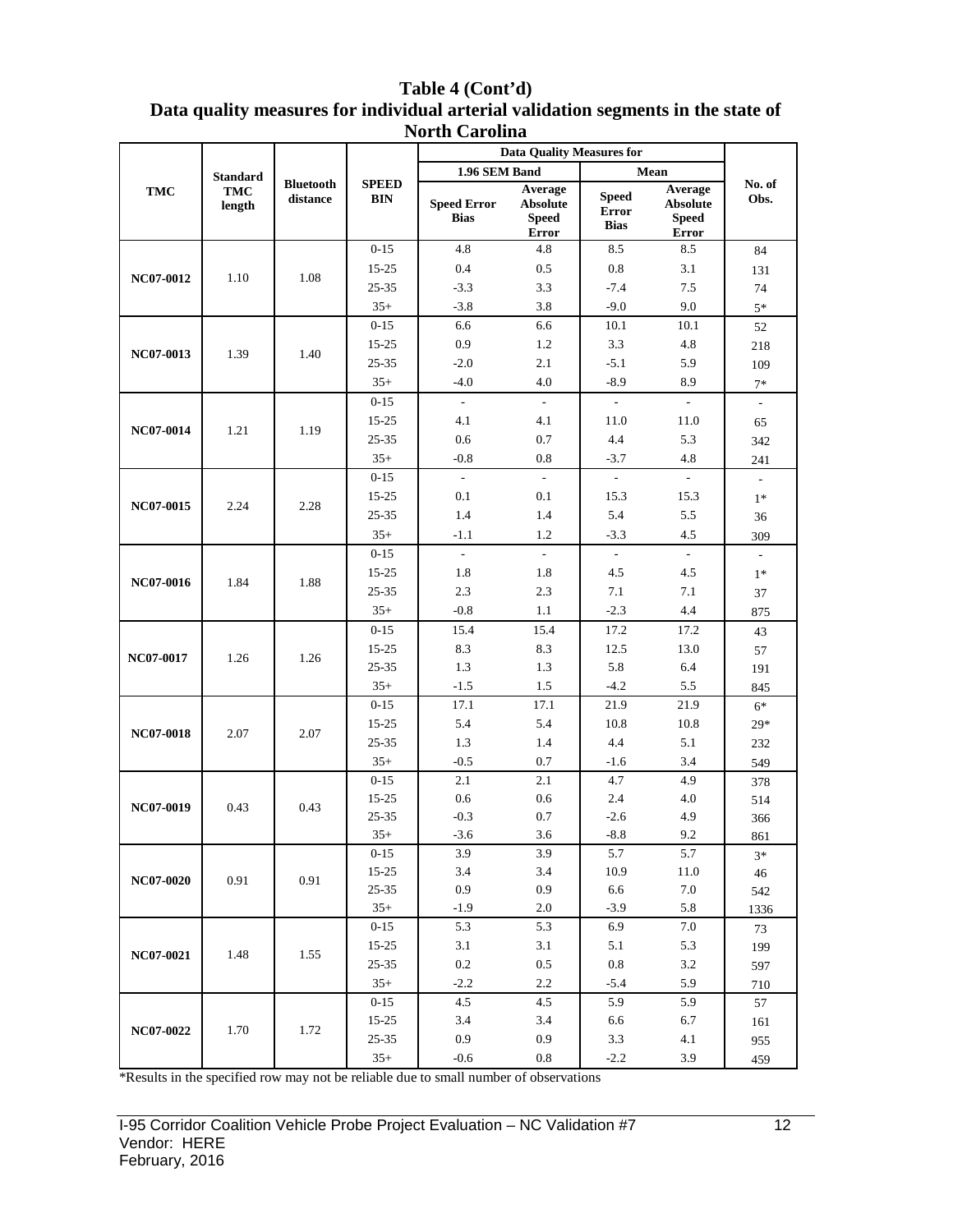**Table 4 (Cont'd)**
**Data quality measures for individual arterial validation segments in the state of North Carolina**

| TMC | Standard TMC length | Bluetooth distance | SPEED BIN | Data Quality Measures for 1.96 SEM Band | | Data Quality Measures for Mean | | No. of Obs. |
|---|---|---|---|---|---|---|---|---|
| | | | | Speed Error Bias | Average Absolute Speed Error | Speed Error Bias | Average Absolute Speed Error | |
| NC07-0012 | 1.10 | 1.08 | 0-15 | 4.8 | 4.8 | 8.5 | 8.5 | 84 |
| | | | 15-25 | 0.4 | 0.5 | 0.8 | 3.1 | 131 |
| | | | 25-35 | -3.3 | 3.3 | -7.4 | 7.5 | 74 |
| | | | 35+ | -3.8 | 3.8 | -9.0 | 9.0 | 5* |
| NC07-0013 | 1.39 | 1.40 | 0-15 | 6.6 | 6.6 | 10.1 | 10.1 | 52 |
| | | | 15-25 | 0.9 | 1.2 | 3.3 | 4.8 | 218 |
| | | | 25-35 | -2.0 | 2.1 | -5.1 | 5.9 | 109 |
| | | | 35+ | -4.0 | 4.0 | -8.9 | 8.9 | 7* |
| NC07-0014 | 1.21 | 1.19 | 0-15 | - | - | - | - | - |
| | | | 15-25 | 4.1 | 4.1 | 11.0 | 11.0 | 65 |
| | | | 25-35 | 0.6 | 0.7 | 4.4 | 5.3 | 342 |
| | | | 35+ | -0.8 | 0.8 | -3.7 | 4.8 | 241 |
| NC07-0015 | 2.24 | 2.28 | 0-15 | - | - | - | - | - |
| | | | 15-25 | 0.1 | 0.1 | 15.3 | 15.3 | 1* |
| | | | 25-35 | 1.4 | 1.4 | 5.4 | 5.5 | 36 |
| | | | 35+ | -1.1 | 1.2 | -3.3 | 4.5 | 309 |
| NC07-0016 | 1.84 | 1.88 | 0-15 | - | - | - | - | - |
| | | | 15-25 | 1.8 | 1.8 | 4.5 | 4.5 | 1* |
| | | | 25-35 | 2.3 | 2.3 | 7.1 | 7.1 | 37 |
| | | | 35+ | -0.8 | 1.1 | -2.3 | 4.4 | 875 |
| NC07-0017 | 1.26 | 1.26 | 0-15 | 15.4 | 15.4 | 17.2 | 17.2 | 43 |
| | | | 15-25 | 8.3 | 8.3 | 12.5 | 13.0 | 57 |
| | | | 25-35 | 1.3 | 1.3 | 5.8 | 6.4 | 191 |
| | | | 35+ | -1.5 | 1.5 | -4.2 | 5.5 | 845 |
| NC07-0018 | 2.07 | 2.07 | 0-15 | 17.1 | 17.1 | 21.9 | 21.9 | 6* |
| | | | 15-25 | 5.4 | 5.4 | 10.8 | 10.8 | 29* |
| | | | 25-35 | 1.3 | 1.4 | 4.4 | 5.1 | 232 |
| | | | 35+ | -0.5 | 0.7 | -1.6 | 3.4 | 549 |
| NC07-0019 | 0.43 | 0.43 | 0-15 | 2.1 | 2.1 | 4.7 | 4.9 | 378 |
| | | | 15-25 | 0.6 | 0.6 | 2.4 | 4.0 | 514 |
| | | | 25-35 | -0.3 | 0.7 | -2.6 | 4.9 | 366 |
| | | | 35+ | -3.6 | 3.6 | -8.8 | 9.2 | 861 |
| NC07-0020 | 0.91 | 0.91 | 0-15 | 3.9 | 3.9 | 5.7 | 5.7 | 3* |
| | | | 15-25 | 3.4 | 3.4 | 10.9 | 11.0 | 46 |
| | | | 25-35 | 0.9 | 0.9 | 6.6 | 7.0 | 542 |
| | | | 35+ | -1.9 | 2.0 | -3.9 | 5.8 | 1336 |
| NC07-0021 | 1.48 | 1.55 | 0-15 | 5.3 | 5.3 | 6.9 | 7.0 | 73 |
| | | | 15-25 | 3.1 | 3.1 | 5.1 | 5.3 | 199 |
| | | | 25-35 | 0.2 | 0.5 | 0.8 | 3.2 | 597 |
| | | | 35+ | -2.2 | 2.2 | -5.4 | 5.9 | 710 |
| NC07-0022 | 1.70 | 1.72 | 0-15 | 4.5 | 4.5 | 5.9 | 5.9 | 57 |
| | | | 15-25 | 3.4 | 3.4 | 6.6 | 6.7 | 161 |
| | | | 25-35 | 0.9 | 0.9 | 3.3 | 4.1 | 955 |
| | | | 35+ | -0.6 | 0.8 | -2.2 | 3.9 | 459 |

*Results in the specified row may not be reliable due to small number of observations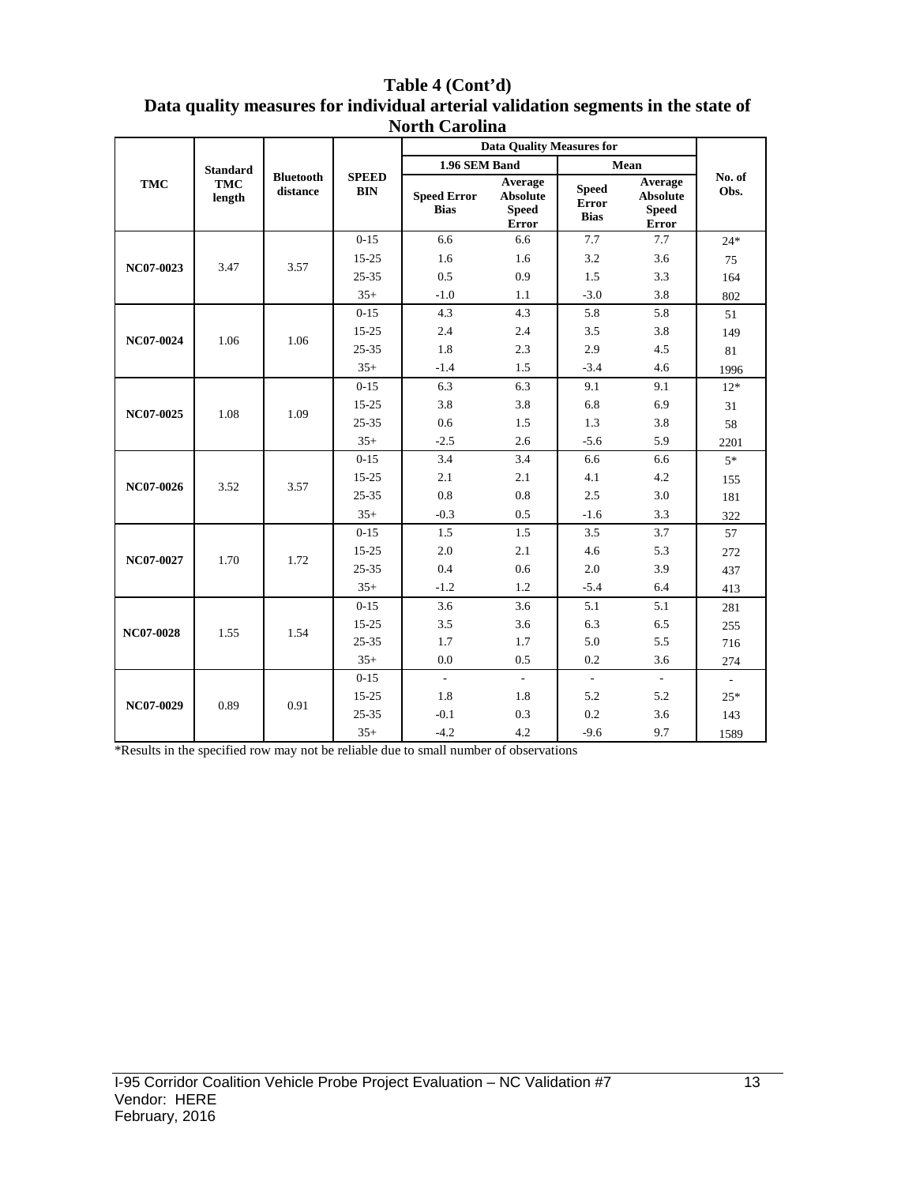**Table 4 (Cont'd)**
**Data quality measures for individual arterial validation segments in the state of North Carolina**

| TMC | Standard TMC length | Bluetooth distance | SPEED BIN | Data Quality Measures for | | | | No. of Obs. |
|---|---|---|---|---|---|---|---|---|
| | | | | 1.96 SEM Band | | Mean | | |
| | | | | Speed Error Bias | Average Absolute Speed Error | Speed Error Bias | Average Absolute Speed Error | |
| NC07-0023 | 3.47 | 3.57 | 0-15 | 6.6 | 6.6 | 7.7 | 7.7 | 24* |
| | | | 15-25 | 1.6 | 1.6 | 3.2 | 3.6 | 75 |
| | | | 25-35 | 0.5 | 0.9 | 1.5 | 3.3 | 164 |
| | | | 35+ | -1.0 | 1.1 | -3.0 | 3.8 | 802 |
| NC07-0024 | 1.06 | 1.06 | 0-15 | 4.3 | 4.3 | 5.8 | 5.8 | 51 |
| | | | 15-25 | 2.4 | 2.4 | 3.5 | 3.8 | 149 |
| | | | 25-35 | 1.8 | 2.3 | 2.9 | 4.5 | 81 |
| | | | 35+ | -1.4 | 1.5 | -3.4 | 4.6 | 1996 |
| NC07-0025 | 1.08 | 1.09 | 0-15 | 6.3 | 6.3 | 9.1 | 9.1 | 12* |
| | | | 15-25 | 3.8 | 3.8 | 6.8 | 6.9 | 31 |
| | | | 25-35 | 0.6 | 1.5 | 1.3 | 3.8 | 58 |
| | | | 35+ | -2.5 | 2.6 | -5.6 | 5.9 | 2201 |
| NC07-0026 | 3.52 | 3.57 | 0-15 | 3.4 | 3.4 | 6.6 | 6.6 | 5* |
| | | | 15-25 | 2.1 | 2.1 | 4.1 | 4.2 | 155 |
| | | | 25-35 | 0.8 | 0.8 | 2.5 | 3.0 | 181 |
| | | | 35+ | -0.3 | 0.5 | -1.6 | 3.3 | 322 |
| NC07-0027 | 1.70 | 1.72 | 0-15 | 1.5 | 1.5 | 3.5 | 3.7 | 57 |
| | | | 15-25 | 2.0 | 2.1 | 4.6 | 5.3 | 272 |
| | | | 25-35 | 0.4 | 0.6 | 2.0 | 3.9 | 437 |
| | | | 35+ | -1.2 | 1.2 | -5.4 | 6.4 | 413 |
| NC07-0028 | 1.55 | 1.54 | 0-15 | 3.6 | 3.6 | 5.1 | 5.1 | 281 |
| | | | 15-25 | 3.5 | 3.6 | 6.3 | 6.5 | 255 |
| | | | 25-35 | 1.7 | 1.7 | 5.0 | 5.5 | 716 |
| | | | 35+ | 0.0 | 0.5 | 0.2 | 3.6 | 274 |
| NC07-0029 | 0.89 | 0.91 | 0-15 | - | - | - | - | - |
| | | | 15-25 | 1.8 | 1.8 | 5.2 | 5.2 | 25* |
| | | | 25-35 | -0.1 | 0.3 | 0.2 | 3.6 | 143 |
| | | | 35+ | -4.2 | 4.2 | -9.6 | 9.7 | 1589 |

*Results in the specified row may not be reliable due to small number of observations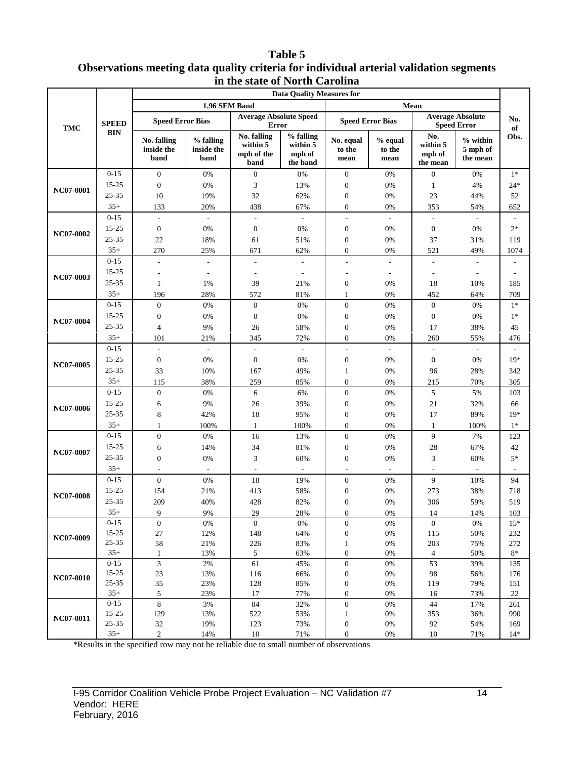**Table 5**
**Observations meeting data quality criteria for individual arterial validation segments in the state of North Carolina**

| TMC | SPEED BIN | Data Quality Measures for | | | | | | | | No. of Obs. |
|---|---|---|---|---|---|---|---|---|---|---|
| | | 1.96 SEM Band | | | | Mean | | | | |
| | | Speed Error Bias | | Average Absolute Speed Error | | Speed Error Bias | | Average Absolute Speed Error | | |
| | | No. falling inside the band | % falling inside the band | No. falling within 5 mph of the band | % falling within 5 mph of the band | No. equal to the mean | % equal to the mean | No. within 5 mph of the mean | % within 5 mph of the mean | |
| NC07-0001 | 0-15 | 0 | 0% | 0 | 0% | 0 | 0% | 0 | 0% | 1* |
| | 15-25 | 0 | 0% | 3 | 13% | 0 | 0% | 1 | 4% | 24* |
| | 25-35 | 10 | 19% | 32 | 62% | 0 | 0% | 23 | 44% | 52 |
| | 35+ | 133 | 20% | 438 | 67% | 0 | 0% | 353 | 54% | 652 |
| NC07-0002 | 0-15 | - | - | - | - | - | - | - | - | - |
| | 15-25 | 0 | 0% | 0 | 0% | 0 | 0% | 0 | 0% | 2* |
| | 25-35 | 22 | 18% | 61 | 51% | 0 | 0% | 37 | 31% | 119 |
| | 35+ | 270 | 25% | 671 | 62% | 0 | 0% | 521 | 49% | 1074 |
| NC07-0003 | 0-15 | - | - | - | - | - | - | - | - | - |
| | 15-25 | - | - | - | - | - | - | - | - | - |
| | 25-35 | 1 | 1% | 39 | 21% | 0 | 0% | 18 | 10% | 185 |
| | 35+ | 196 | 28% | 572 | 81% | 1 | 0% | 452 | 64% | 709 |
| NC07-0004 | 0-15 | 0 | 0% | 0 | 0% | 0 | 0% | 0 | 0% | 1* |
| | 15-25 | 0 | 0% | 0 | 0% | 0 | 0% | 0 | 0% | 1* |
| | 25-35 | 4 | 9% | 26 | 58% | 0 | 0% | 17 | 38% | 45 |
| | 35+ | 101 | 21% | 345 | 72% | 0 | 0% | 260 | 55% | 476 |
| NC07-0005 | 0-15 | - | - | - | - | - | - | - | - | - |
| | 15-25 | 0 | 0% | 0 | 0% | 0 | 0% | 0 | 0% | 19* |
| | 25-35 | 33 | 10% | 167 | 49% | 1 | 0% | 96 | 28% | 342 |
| | 35+ | 115 | 38% | 259 | 85% | 0 | 0% | 215 | 70% | 305 |
| NC07-0006 | 0-15 | 0 | 0% | 6 | 6% | 0 | 0% | 5 | 5% | 103 |
| | 15-25 | 6 | 9% | 26 | 39% | 0 | 0% | 21 | 32% | 66 |
| | 25-35 | 8 | 42% | 18 | 95% | 0 | 0% | 17 | 89% | 19* |
| | 35+ | 1 | 100% | 1 | 100% | 0 | 0% | 1 | 100% | 1* |
| NC07-0007 | 0-15 | 0 | 0% | 16 | 13% | 0 | 0% | 9 | 7% | 123 |
| | 15-25 | 6 | 14% | 34 | 81% | 0 | 0% | 28 | 67% | 42 |
| | 25-35 | 0 | 0% | 3 | 60% | 0 | 0% | 3 | 60% | 5* |
| | 35+ | - | - | - | - | - | - | - | - | - |
| NC07-0008 | 0-15 | 0 | 0% | 18 | 19% | 0 | 0% | 9 | 10% | 94 |
| | 15-25 | 154 | 21% | 413 | 58% | 0 | 0% | 273 | 38% | 718 |
| | 25-35 | 209 | 40% | 428 | 82% | 0 | 0% | 306 | 59% | 519 |
| | 35+ | 9 | 9% | 29 | 28% | 0 | 0% | 14 | 14% | 103 |
| NC07-0009 | 0-15 | 0 | 0% | 0 | 0% | 0 | 0% | 0 | 0% | 15* |
| | 15-25 | 27 | 12% | 148 | 64% | 0 | 0% | 115 | 50% | 232 |
| | 25-35 | 58 | 21% | 226 | 83% | 1 | 0% | 203 | 75% | 272 |
| | 35+ | 1 | 13% | 5 | 63% | 0 | 0% | 4 | 50% | 8* |
| NC07-0010 | 0-15 | 3 | 2% | 61 | 45% | 0 | 0% | 53 | 39% | 135 |
| | 15-25 | 23 | 13% | 116 | 66% | 0 | 0% | 98 | 56% | 176 |
| | 25-35 | 35 | 23% | 128 | 85% | 0 | 0% | 119 | 79% | 151 |
| | 35+ | 5 | 23% | 17 | 77% | 0 | 0% | 16 | 73% | 22 |
| NC07-0011 | 0-15 | 8 | 3% | 84 | 32% | 0 | 0% | 44 | 17% | 261 |
| | 15-25 | 129 | 13% | 522 | 53% | 1 | 0% | 353 | 36% | 990 |
| | 25-35 | 32 | 19% | 123 | 73% | 0 | 0% | 92 | 54% | 169 |
| | 35+ | 2 | 14% | 10 | 71% | 0 | 0% | 10 | 71% | 14* |

*Results in the specified row may not be reliable due to small number of observations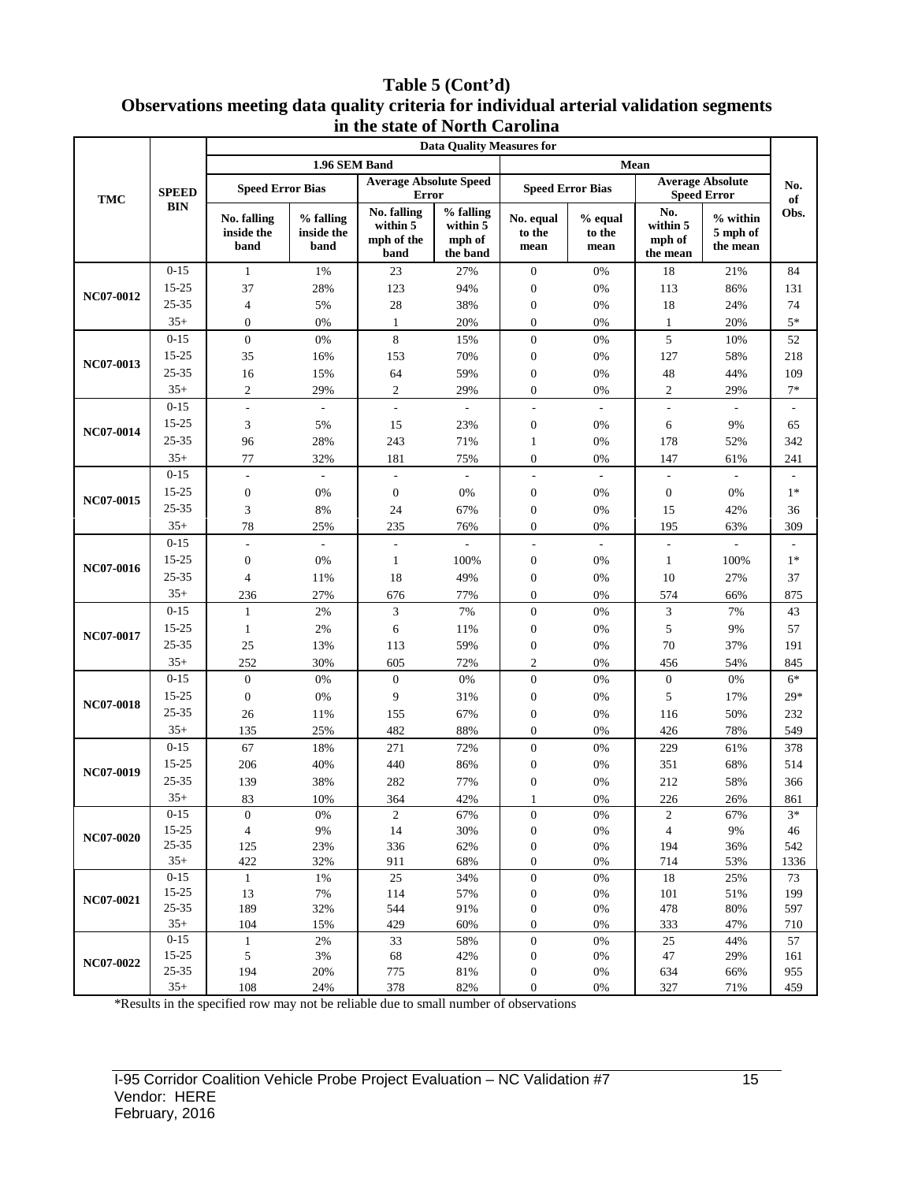**Table 5 (Cont'd)**
**Observations meeting data quality criteria for individual arterial validation segments in the state of North Carolina**

| TMC | SPEED BIN | Data Quality Measures for | | | | | | | | No. of Obs. |
|---|---|---|---|---|---|---|---|---|---|---|
| | | 1.96 SEM Band | | | | Mean | | | | |
| | | Speed Error Bias | | Average Absolute Speed Error | | Speed Error Bias | | Average Absolute Speed Error | | |
| | | No. falling inside the band | % falling inside the band | No. falling within 5 mph of the band | % falling within 5 mph of the band | No. equal to the mean | % equal to the mean | No. within 5 mph of the mean | % within 5 mph of the mean | |
| NC07-0012 | 0-15 | 1 | 1% | 23 | 27% | 0 | 0% | 18 | 21% | 84 |
| | 15-25 | 37 | 28% | 123 | 94% | 0 | 0% | 113 | 86% | 131 |
| | 25-35 | 4 | 5% | 28 | 38% | 0 | 0% | 18 | 24% | 74 |
| | 35+ | 0 | 0% | 1 | 20% | 0 | 0% | 1 | 20% | 5* |
| NC07-0013 | 0-15 | 0 | 0% | 8 | 15% | 0 | 0% | 5 | 10% | 52 |
| | 15-25 | 35 | 16% | 153 | 70% | 0 | 0% | 127 | 58% | 218 |
| | 25-35 | 16 | 15% | 64 | 59% | 0 | 0% | 48 | 44% | 109 |
| | 35+ | 2 | 29% | 2 | 29% | 0 | 0% | 2 | 29% | 7* |
| NC07-0014 | 0-15 | - | - | - | - | - | - | - | - | - |
| | 15-25 | 3 | 5% | 15 | 23% | 0 | 0% | 6 | 9% | 65 |
| | 25-35 | 96 | 28% | 243 | 71% | 1 | 0% | 178 | 52% | 342 |
| | 35+ | 77 | 32% | 181 | 75% | 0 | 0% | 147 | 61% | 241 |
| NC07-0015 | 0-15 | - | - | - | - | - | - | - | - | - |
| | 15-25 | 0 | 0% | 0 | 0% | 0 | 0% | 0 | 0% | 1* |
| | 25-35 | 3 | 8% | 24 | 67% | 0 | 0% | 15 | 42% | 36 |
| | 35+ | 78 | 25% | 235 | 76% | 0 | 0% | 195 | 63% | 309 |
| NC07-0016 | 0-15 | - | - | - | - | - | - | - | - | - |
| | 15-25 | 0 | 0% | 1 | 100% | 0 | 0% | 1 | 100% | 1* |
| | 25-35 | 4 | 11% | 18 | 49% | 0 | 0% | 10 | 27% | 37 |
| | 35+ | 236 | 27% | 676 | 77% | 0 | 0% | 574 | 66% | 875 |
| NC07-0017 | 0-15 | 1 | 2% | 3 | 7% | 0 | 0% | 3 | 7% | 43 |
| | 15-25 | 1 | 2% | 6 | 11% | 0 | 0% | 5 | 9% | 57 |
| | 25-35 | 25 | 13% | 113 | 59% | 0 | 0% | 70 | 37% | 191 |
| | 35+ | 252 | 30% | 605 | 72% | 2 | 0% | 456 | 54% | 845 |
| NC07-0018 | 0-15 | 0 | 0% | 0 | 0% | 0 | 0% | 0 | 0% | 6* |
| | 15-25 | 0 | 0% | 9 | 31% | 0 | 0% | 5 | 17% | 29* |
| | 25-35 | 26 | 11% | 155 | 67% | 0 | 0% | 116 | 50% | 232 |
| | 35+ | 135 | 25% | 482 | 88% | 0 | 0% | 426 | 78% | 549 |
| NC07-0019 | 0-15 | 67 | 18% | 271 | 72% | 0 | 0% | 229 | 61% | 378 |
| | 15-25 | 206 | 40% | 440 | 86% | 0 | 0% | 351 | 68% | 514 |
| | 25-35 | 139 | 38% | 282 | 77% | 0 | 0% | 212 | 58% | 366 |
| | 35+ | 83 | 10% | 364 | 42% | 1 | 0% | 226 | 26% | 861 |
| NC07-0020 | 0-15 | 0 | 0% | 2 | 67% | 0 | 0% | 2 | 67% | 3* |
| | 15-25 | 4 | 9% | 14 | 30% | 0 | 0% | 4 | 9% | 46 |
| | 25-35 | 125 | 23% | 336 | 62% | 0 | 0% | 194 | 36% | 542 |
| | 35+ | 422 | 32% | 911 | 68% | 0 | 0% | 714 | 53% | 1336 |
| NC07-0021 | 0-15 | 1 | 1% | 25 | 34% | 0 | 0% | 18 | 25% | 73 |
| | 15-25 | 13 | 7% | 114 | 57% | 0 | 0% | 101 | 51% | 199 |
| | 25-35 | 189 | 32% | 544 | 91% | 0 | 0% | 478 | 80% | 597 |
| | 35+ | 104 | 15% | 429 | 60% | 0 | 0% | 333 | 47% | 710 |
| NC07-0022 | 0-15 | 1 | 2% | 33 | 58% | 0 | 0% | 25 | 44% | 57 |
| | 15-25 | 5 | 3% | 68 | 42% | 0 | 0% | 47 | 29% | 161 |
| | 25-35 | 194 | 20% | 775 | 81% | 0 | 0% | 634 | 66% | 955 |
| | 35+ | 108 | 24% | 378 | 82% | 0 | 0% | 327 | 71% | 459 |

*Results in the specified row may not be reliable due to small number of observations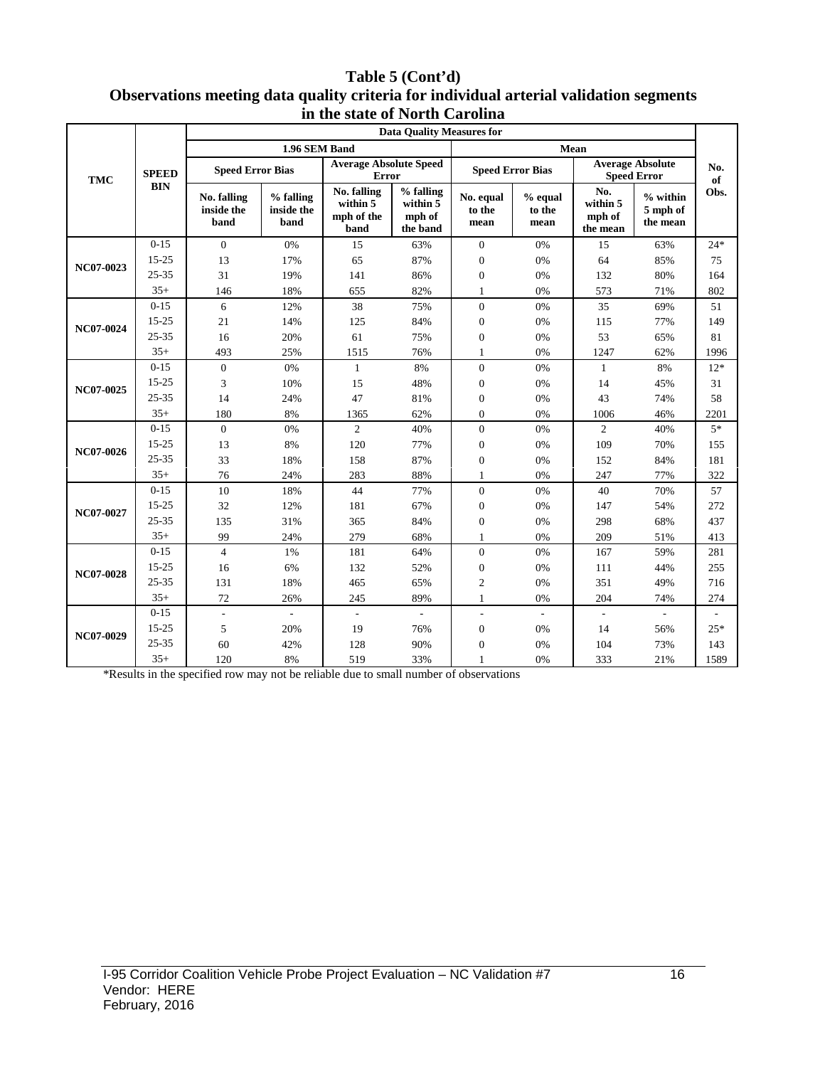**Table 5 (Cont'd)**
**Observations meeting data quality criteria for individual arterial validation segments in the state of North Carolina**

| TMC | SPEED BIN | Data Quality Measures for | | | | | | | | No. of Obs. |
|---|---|---|---|---|---|---|---|---|---|---|
| | | 1.96 SEM Band | | | | Mean | | | | |
| | | Speed Error Bias | | Average Absolute Speed Error | | Speed Error Bias | | Average Absolute Speed Error | | |
| | | No. falling inside the band | % falling inside the band | No. falling within 5 mph of the band | % falling within 5 mph of the band | No. equal to the mean | % equal to the mean | No. within 5 mph of the mean | % within 5 mph of the mean | |
| NC07-0023 | 0-15 | 0 | 0% | 15 | 63% | 0 | 0% | 15 | 63% | 24* |
| | 15-25 | 13 | 17% | 65 | 87% | 0 | 0% | 64 | 85% | 75 |
| | 25-35 | 31 | 19% | 141 | 86% | 0 | 0% | 132 | 80% | 164 |
| | 35+ | 146 | 18% | 655 | 82% | 1 | 0% | 573 | 71% | 802 |
| NC07-0024 | 0-15 | 6 | 12% | 38 | 75% | 0 | 0% | 35 | 69% | 51 |
| | 15-25 | 21 | 14% | 125 | 84% | 0 | 0% | 115 | 77% | 149 |
| | 25-35 | 16 | 20% | 61 | 75% | 0 | 0% | 53 | 65% | 81 |
| | 35+ | 493 | 25% | 1515 | 76% | 1 | 0% | 1247 | 62% | 1996 |
| NC07-0025 | 0-15 | 0 | 0% | 1 | 8% | 0 | 0% | 1 | 8% | 12* |
| | 15-25 | 3 | 10% | 15 | 48% | 0 | 0% | 14 | 45% | 31 |
| | 25-35 | 14 | 24% | 47 | 81% | 0 | 0% | 43 | 74% | 58 |
| | 35+ | 180 | 8% | 1365 | 62% | 0 | 0% | 1006 | 46% | 2201 |
| NC07-0026 | 0-15 | 0 | 0% | 2 | 40% | 0 | 0% | 2 | 40% | 5* |
| | 15-25 | 13 | 8% | 120 | 77% | 0 | 0% | 109 | 70% | 155 |
| | 25-35 | 33 | 18% | 158 | 87% | 0 | 0% | 152 | 84% | 181 |
| | 35+ | 76 | 24% | 283 | 88% | 1 | 0% | 247 | 77% | 322 |
| NC07-0027 | 0-15 | 10 | 18% | 44 | 77% | 0 | 0% | 40 | 70% | 57 |
| | 15-25 | 32 | 12% | 181 | 67% | 0 | 0% | 147 | 54% | 272 |
| | 25-35 | 135 | 31% | 365 | 84% | 0 | 0% | 298 | 68% | 437 |
| | 35+ | 99 | 24% | 279 | 68% | 1 | 0% | 209 | 51% | 413 |
| NC07-0028 | 0-15 | 4 | 1% | 181 | 64% | 0 | 0% | 167 | 59% | 281 |
| | 15-25 | 16 | 6% | 132 | 52% | 0 | 0% | 111 | 44% | 255 |
| | 25-35 | 131 | 18% | 465 | 65% | 2 | 0% | 351 | 49% | 716 |
| | 35+ | 72 | 26% | 245 | 89% | 1 | 0% | 204 | 74% | 274 |
| NC07-0029 | 0-15 | - | - | - | - | - | - | - | - | - |
| | 15-25 | 5 | 20% | 19 | 76% | 0 | 0% | 14 | 56% | 25* |
| | 25-35 | 60 | 42% | 128 | 90% | 0 | 0% | 104 | 73% | 143 |
| | 35+ | 120 | 8% | 519 | 33% | 1 | 0% | 333 | 21% | 1589 |

*Results in the specified row may not be reliable due to small number of observations